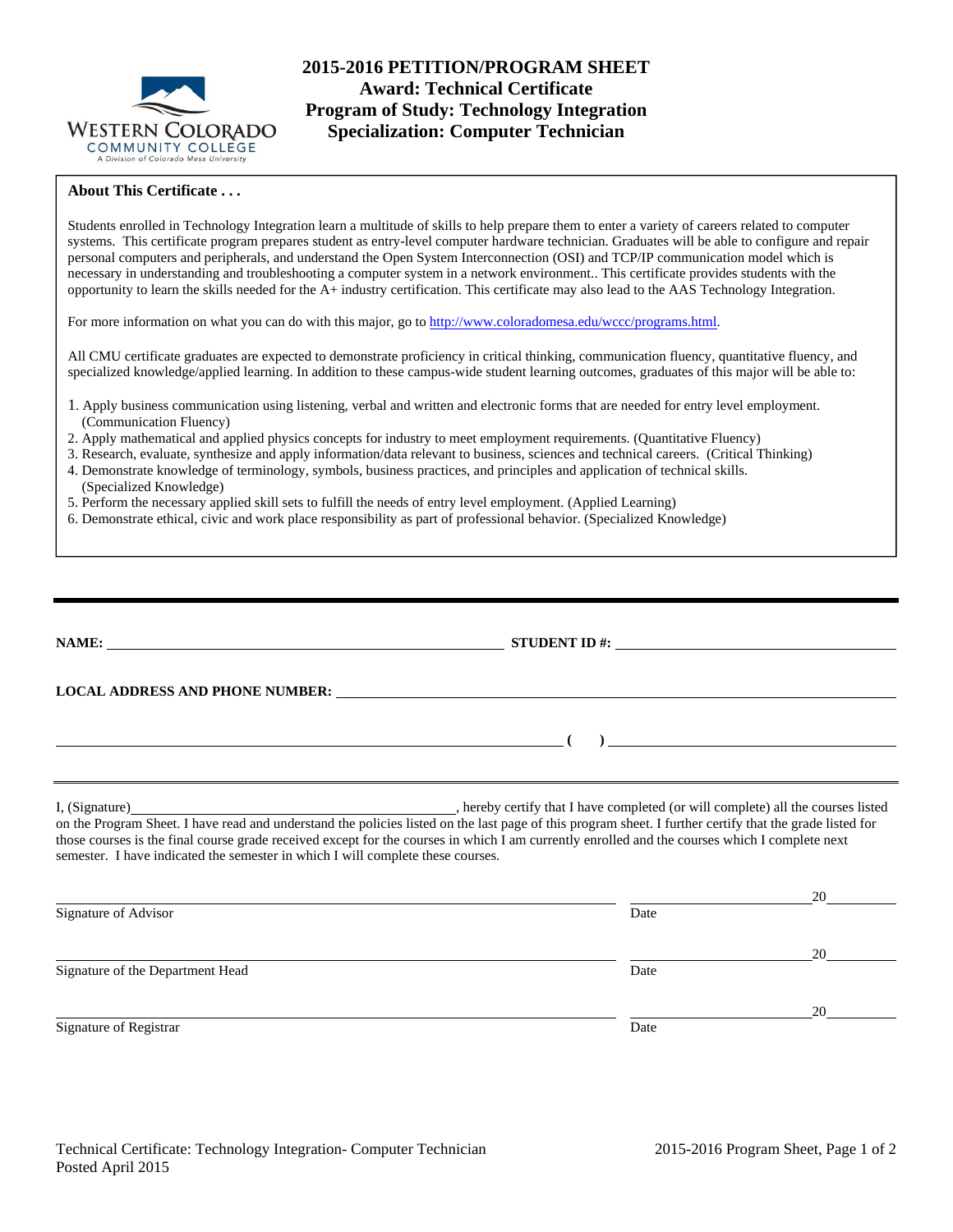# 2015-2016 PETITION/PROGRAM SHEET
## Award: Technical Certificate
## Program of Study: Technology Integration
## Specialization: Computer Technician

**About This Certificate . . .**

Students enrolled in Technology Integration learn a multitude of skills to help prepare them to enter a variety of careers related to computer systems. This certificate program prepares student as entry-level computer hardware technician. Graduates will be able to configure and repair personal computers and peripherals, and understand the Open System Interconnection (OSI) and TCP/IP communication model which is necessary in understanding and troubleshooting a computer system in a network environment.. This certificate provides students with the opportunity to learn the skills needed for the A+ industry certification. This certificate may also lead to the AAS Technology Integration.

For more information on what you can do with this major, go to http://www.coloradomesa.edu/wccc/programs.html.

All CMU certificate graduates are expected to demonstrate proficiency in critical thinking, communication fluency, quantitative fluency, and specialized knowledge/applied learning. In addition to these campus-wide student learning outcomes, graduates of this major will be able to:

1. Apply business communication using listening, verbal and written and electronic forms that are needed for entry level employment. (Communication Fluency)
2. Apply mathematical and applied physics concepts for industry to meet employment requirements. (Quantitative Fluency)
3. Research, evaluate, synthesize and apply information/data relevant to business, sciences and technical careers. (Critical Thinking)
4. Demonstrate knowledge of terminology, symbols, business practices, and principles and application of technical skills. (Specialized Knowledge)
5. Perform the necessary applied skill sets to fulfill the needs of entry level employment. (Applied Learning)
6. Demonstrate ethical, civic and work place responsibility as part of professional behavior. (Specialized Knowledge)

---

**NAME:** ______________________________ **STUDENT ID #:** ______________________________

**LOCAL ADDRESS AND PHONE NUMBER:** ______________________________

______________________________ **(   )** ______________________________

I, (Signature)______________________________, hereby certify that I have completed (or will complete) all the courses listed on the Program Sheet. I have read and understand the policies listed on the last page of this program sheet. I further certify that the grade listed for those courses is the final course grade received except for the courses in which I am currently enrolled and the courses which I complete next semester. I have indicated the semester in which I will complete these courses.

______________________________ ______________20______
Signature of Advisor Date

______________________________ ______________20______
Signature of the Department Head Date

______________________________ ______________20______
Signature of Registrar Date

Technical Certificate: Technology Integration- Computer Technician
Posted April 2015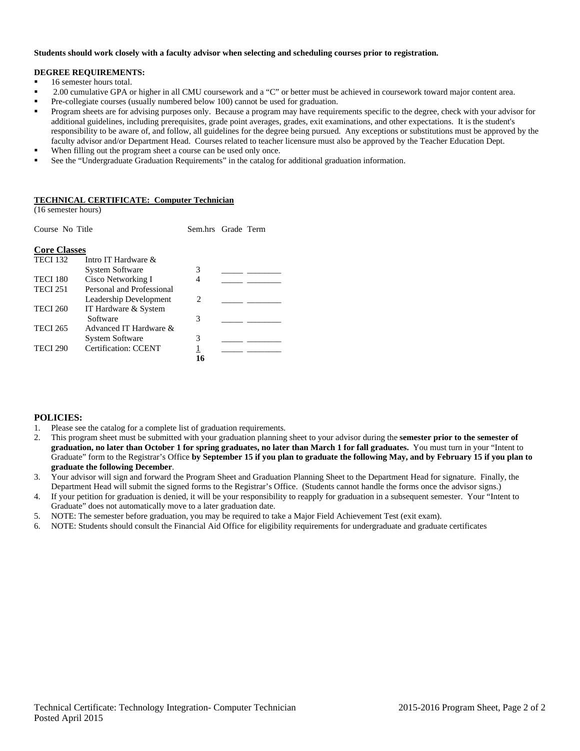**Students should work closely with a faculty advisor when selecting and scheduling courses prior to registration.**

**DEGREE REQUIREMENTS:**

- 16 semester hours total.
- 2.00 cumulative GPA or higher in all CMU coursework and a "C" or better must be achieved in coursework toward major content area.
- Pre-collegiate courses (usually numbered below 100) cannot be used for graduation.
- Program sheets are for advising purposes only. Because a program may have requirements specific to the degree, check with your advisor for additional guidelines, including prerequisites, grade point averages, grades, exit examinations, and other expectations. It is the student's responsibility to be aware of, and follow, all guidelines for the degree being pursued. Any exceptions or substitutions must be approved by the faculty advisor and/or Department Head. Courses related to teacher licensure must also be approved by the Teacher Education Dept.
- When filling out the program sheet a course can be used only once.
- See the "Undergraduate Graduation Requirements" in the catalog for additional graduation information.

**TECHNICAL CERTIFICATE: Computer Technician**

(16 semester hours)

| Course No | Title | Sem.hrs | Grade | Term |
|---|---|---|---|---|
| **Core Classes** | | | | |
| TECI 132 | Intro IT Hardware & System Software | 3 | _____ | ________ |
| TECI 180 | Cisco Networking I | 4 | _____ | ________ |
| TECI 251 | Personal and Professional Leadership Development | 2 | _____ | ________ |
| TECI 260 | IT Hardware & System Software | 3 | _____ | ________ |
| TECI 265 | Advanced IT Hardware & System Software | 3 | _____ | ________ |
| TECI 290 | Certification: CCENT | 1 | _____ | ________ |
| | | **16** | | |

## POLICIES:

1. Please see the catalog for a complete list of graduation requirements.
2. This program sheet must be submitted with your graduation planning sheet to your advisor during the **semester prior to the semester of graduation, no later than October 1 for spring graduates, no later than March 1 for fall graduates.** You must turn in your "Intent to Graduate" form to the Registrar's Office **by September 15 if you plan to graduate the following May, and by February 15 if you plan to graduate the following December**.
3. Your advisor will sign and forward the Program Sheet and Graduation Planning Sheet to the Department Head for signature. Finally, the Department Head will submit the signed forms to the Registrar's Office. (Students cannot handle the forms once the advisor signs.)
4. If your petition for graduation is denied, it will be your responsibility to reapply for graduation in a subsequent semester. Your "Intent to Graduate" does not automatically move to a later graduation date.
5. NOTE: The semester before graduation, you may be required to take a Major Field Achievement Test (exit exam).
6. NOTE: Students should consult the Financial Aid Office for eligibility requirements for undergraduate and graduate certificates